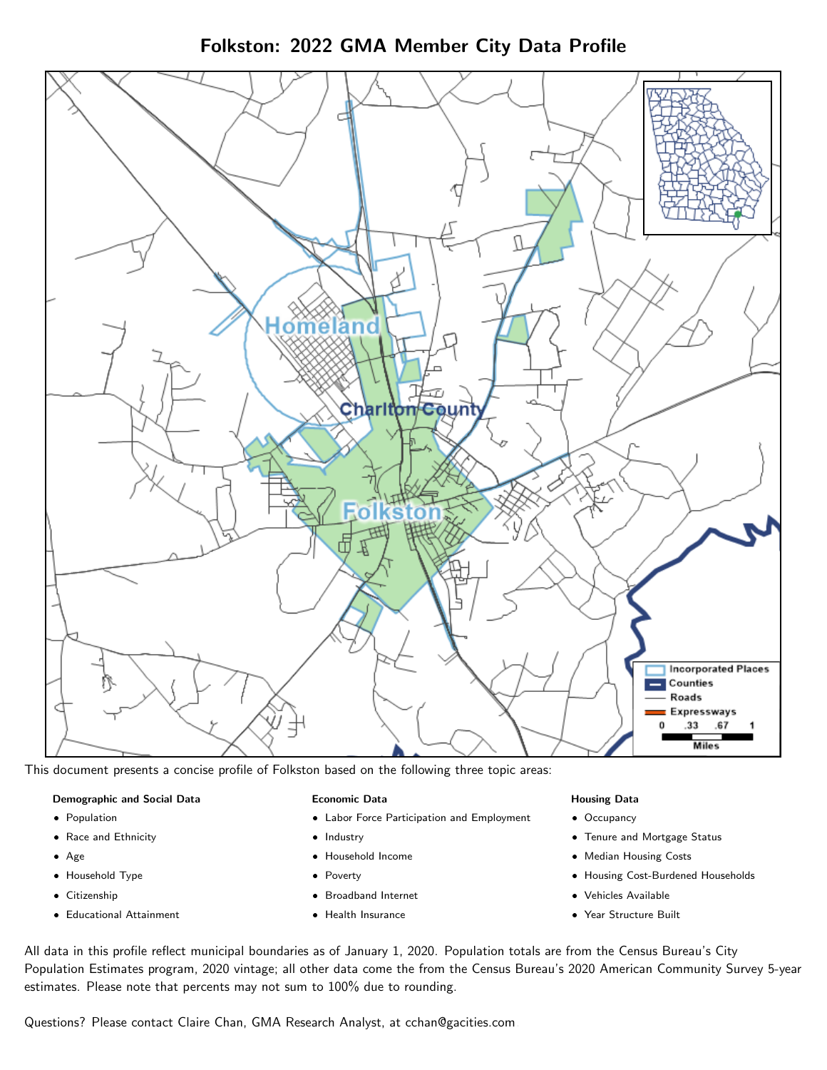# Folkston: 2022 GMA Member City Data Profile

This document presents a concise profile of Folkston based on the following three topic areas:

**Demographic and Social Data**

- Population
- Race and Ethnicity
- Age
- Household Type
- Citizenship
- Educational Attainment

**Economic Data**

- Labor Force Participation and Employment
- Industry
- Household Income
- Poverty
- Broadband Internet
- Health Insurance

**Housing Data**

- Occupancy
- Tenure and Mortgage Status
- Median Housing Costs
- Housing Cost-Burdened Households
- Vehicles Available
- Year Structure Built

All data in this profile reflect municipal boundaries as of January 1, 2020. Population totals are from the Census Bureau's City Population Estimates program, 2020 vintage; all other data come the from the Census Bureau's 2020 American Community Survey 5-year estimates. Please note that percents may not sum to 100% due to rounding.

Questions? Please contact Claire Chan, GMA Research Analyst, at cchan@gacities.com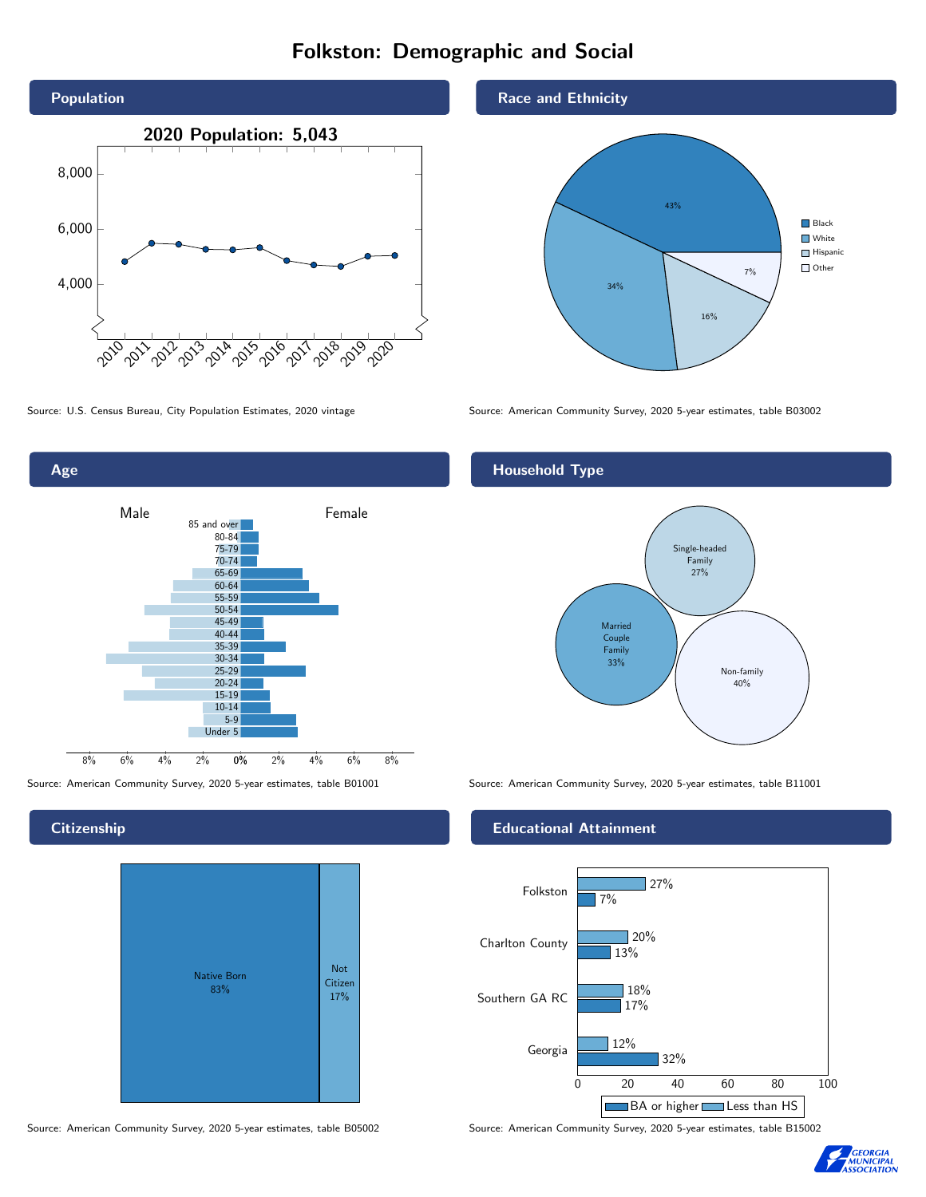# Folkston: Demographic and Social

## Population

2020 Population: 5,043

Source: U.S. Census Bureau, City Population Estimates, 2020 vintage

## Race and Ethnicity

| Race/Ethnicity | Percent |
| --- | --- |
| Black | 43% |
| White | 34% |
| Hispanic | 16% |
| Other | 7% |

Source: American Community Survey, 2020 5-year estimates, table B03002

## Age

Male / Female

Age groups: 85 and over, 80-84, 75-79, 70-74, 65-69, 60-64, 55-59, 50-54, 45-49, 40-44, 35-39, 30-34, 25-29, 20-24, 15-19, 10-14, 5-9, Under 5

Source: American Community Survey, 2020 5-year estimates, table B01001

## Household Type

| Household Type | Percent |
| --- | --- |
| Single-headed Family | 27% |
| Married Couple Family | 33% |
| Non-family | 40% |

Source: American Community Survey, 2020 5-year estimates, table B11001

## Citizenship

| Citizenship | Percent |
| --- | --- |
| Native Born | 83% |
| Not Citizen | 17% |

Source: American Community Survey, 2020 5-year estimates, table B05002

## Educational Attainment

| Area | Less than HS | BA or higher |
| --- | --- | --- |
| Folkston | 27% | 7% |
| Charlton County | 20% | 13% |
| Southern GA RC | 18% | 17% |
| Georgia | 12% | 32% |

Source: American Community Survey, 2020 5-year estimates, table B15002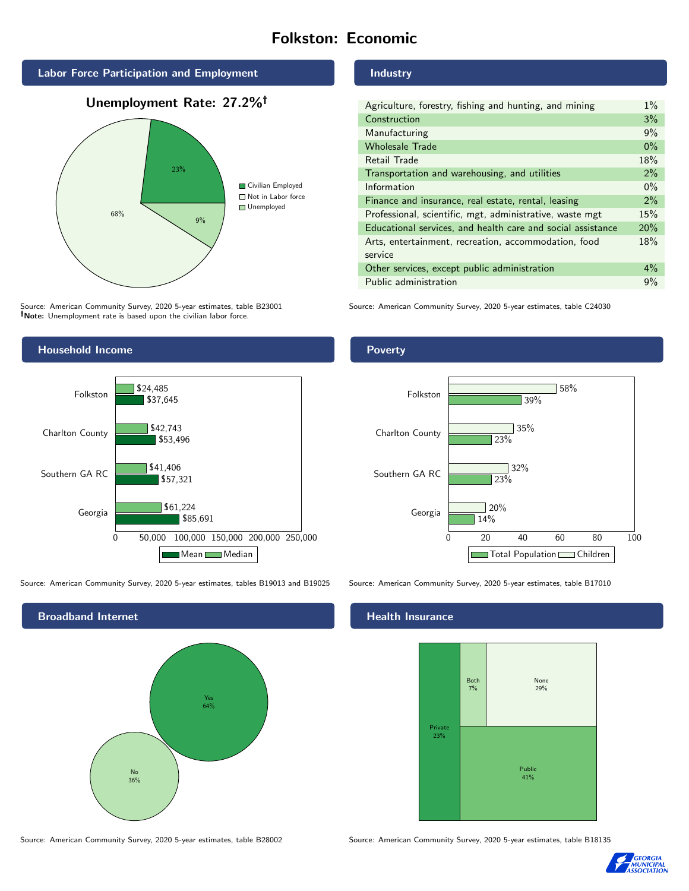# Folkston: Economic

## Labor Force Participation and Employment

**Unemployment Rate: 27.2%†**

| Category | Percent |
|---|---|
| Civilian Employed | 23% |
| Not in Labor force | 68% |
| Unemployed | 9% |

Source: American Community Survey, 2020 5-year estimates, table B23001
**†Note:** Unemployment rate is based upon the civilian labor force.

## Industry

| Industry | Percent |
|---|---|
| Agriculture, forestry, fishing and hunting, and mining | 1% |
| Construction | 3% |
| Manufacturing | 9% |
| Wholesale Trade | 0% |
| Retail Trade | 18% |
| Transportation and warehousing, and utilities | 2% |
| Information | 0% |
| Finance and insurance, real estate, rental, leasing | 2% |
| Professional, scientific, mgt, administrative, waste mgt | 15% |
| Educational services, and health care and social assistance | 20% |
| Arts, entertainment, recreation, accommodation, food service | 18% |
| Other services, except public administration | 4% |
| Public administration | 9% |

Source: American Community Survey, 2020 5-year estimates, table C24030

## Household Income

| | Median | Mean |
|---|---|---|
| Folkston | $24,485 | $37,645 |
| Charlton County | $42,743 | $53,496 |
| Southern GA RC | $41,406 | $57,321 |
| Georgia | $61,224 | $85,691 |

Source: American Community Survey, 2020 5-year estimates, tables B19013 and B19025

## Poverty

| | Children | Total Population |
|---|---|---|
| Folkston | 58% | 39% |
| Charlton County | 35% | 23% |
| Southern GA RC | 32% | 23% |
| Georgia | 20% | 14% |

Source: American Community Survey, 2020 5-year estimates, table B17010

## Broadband Internet

| Response | Percent |
|---|---|
| Yes | 64% |
| No | 36% |

Source: American Community Survey, 2020 5-year estimates, table B28002

## Health Insurance

| Type | Percent |
|---|---|
| Private | 23% |
| Both | 7% |
| None | 29% |
| Public | 41% |

Source: American Community Survey, 2020 5-year estimates, table B18135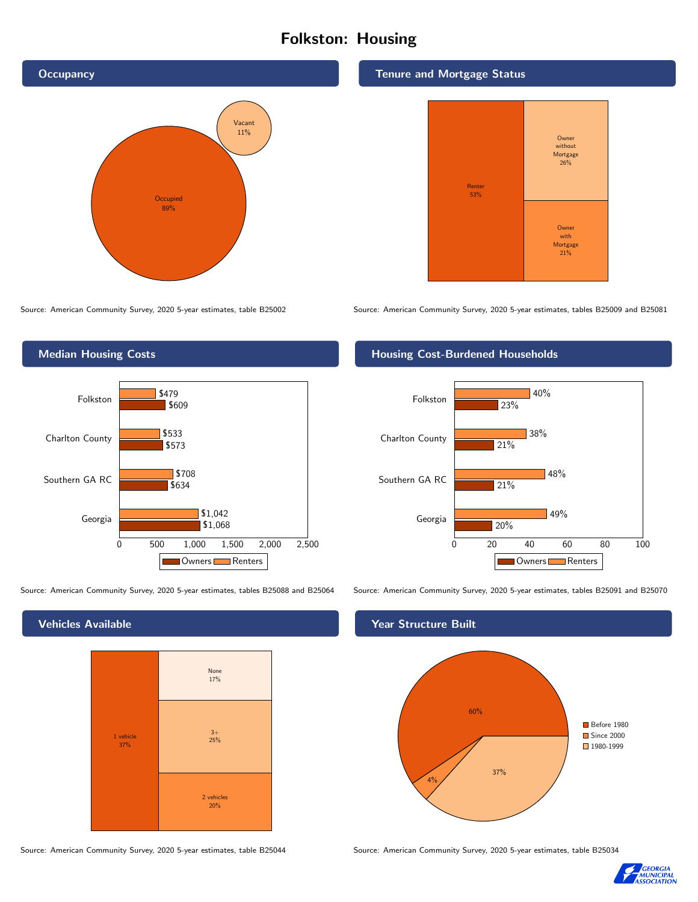# Folkston: Housing

## Occupancy

Vacant
11%

Occupied
89%

Source: American Community Survey, 2020 5-year estimates, table B25002

## Tenure and Mortgage Status

Renter
53%

Owner
without
Mortgage
26%

Owner
with
Mortgage
21%

Source: American Community Survey, 2020 5-year estimates, tables B25009 and B25081

## Median Housing Costs

Folkston
$479
$609

Charlton County
$533
$573

Southern GA RC
$708
$634

Georgia
$1,042
$1,068

0 500 1,000 1,500 2,000 2,500

Owners Renters

Source: American Community Survey, 2020 5-year estimates, tables B25088 and B25064

## Housing Cost-Burdened Households

Folkston
40%
23%

Charlton County
38%
21%

Southern GA RC
48%
21%

Georgia
49%
20%

0 20 40 60 80 100

Owners Renters

Source: American Community Survey, 2020 5-year estimates, tables B25091 and B25070

## Vehicles Available

1 vehicle
37%

None
17%

3+
25%

2 vehicles
20%

Source: American Community Survey, 2020 5-year estimates, table B25044

## Year Structure Built

60%

4%

37%

Before 1980
Since 2000
1980-1999

Source: American Community Survey, 2020 5-year estimates, table B25034

GEORGIA MUNICIPAL ASSOCIATION